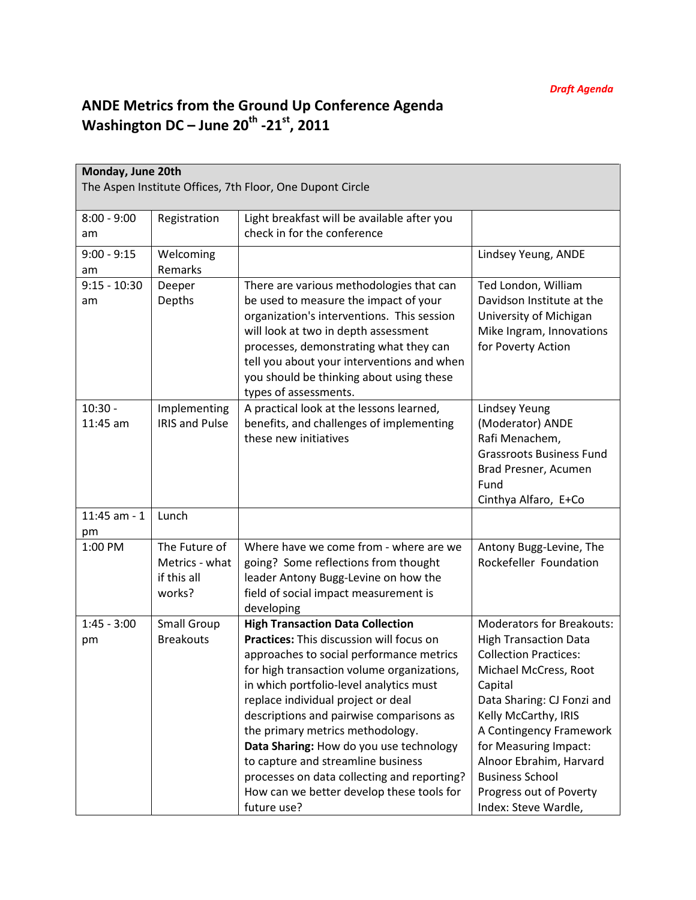*Draft Agenda*

# ANDE Metrics from the Ground Up Conference Agenda
# Washington DC – June 20th -21st, 2011

| **Monday, June 20th**<br>The Aspen Institute Offices, 7th Floor, One Dupont Circle | | | |
|---|---|---|---|
| 8:00 - 9:00 am | Registration | Light breakfast will be available after you check in for the conference | |
| 9:00 - 9:15 am | Welcoming Remarks | | Lindsey Yeung, ANDE |
| 9:15 - 10:30 am | Deeper Depths | There are various methodologies that can be used to measure the impact of your organization's interventions. This session will look at two in depth assessment processes, demonstrating what they can tell you about your interventions and when you should be thinking about using these types of assessments. | Ted London, William Davidson Institute at the University of Michigan<br>Mike Ingram, Innovations for Poverty Action |
| 10:30 - 11:45 am | Implementing IRIS and Pulse | A practical look at the lessons learned, benefits, and challenges of implementing these new initiatives | Lindsey Yeung (Moderator) ANDE<br>Rafi Menachem, Grassroots Business Fund<br>Brad Presner, Acumen Fund<br>Cinthya Alfaro, E+Co |
| 11:45 am - 1 pm | Lunch | | |
| 1:00 PM | The Future of Metrics - what if this all works? | Where have we come from - where are we going? Some reflections from thought leader Antony Bugg-Levine on how the field of social impact measurement is developing | Antony Bugg-Levine, The Rockefeller Foundation |
| 1:45 - 3:00 pm | Small Group Breakouts | **High Transaction Data Collection Practices:** This discussion will focus on approaches to social performance metrics for high transaction volume organizations, in which portfolio-level analytics must replace individual project or deal descriptions and pairwise comparisons as the primary metrics methodology.<br>**Data Sharing:** How do you use technology to capture and streamline business processes on data collecting and reporting? How can we better develop these tools for future use? | Moderators for Breakouts:<br>High Transaction Data Collection Practices: Michael McCress, Root Capital<br>Data Sharing: CJ Fonzi and Kelly McCarthy, IRIS<br>A Contingency Framework for Measuring Impact: Alnoor Ebrahim, Harvard Business School<br>Progress out of Poverty Index: Steve Wardle, |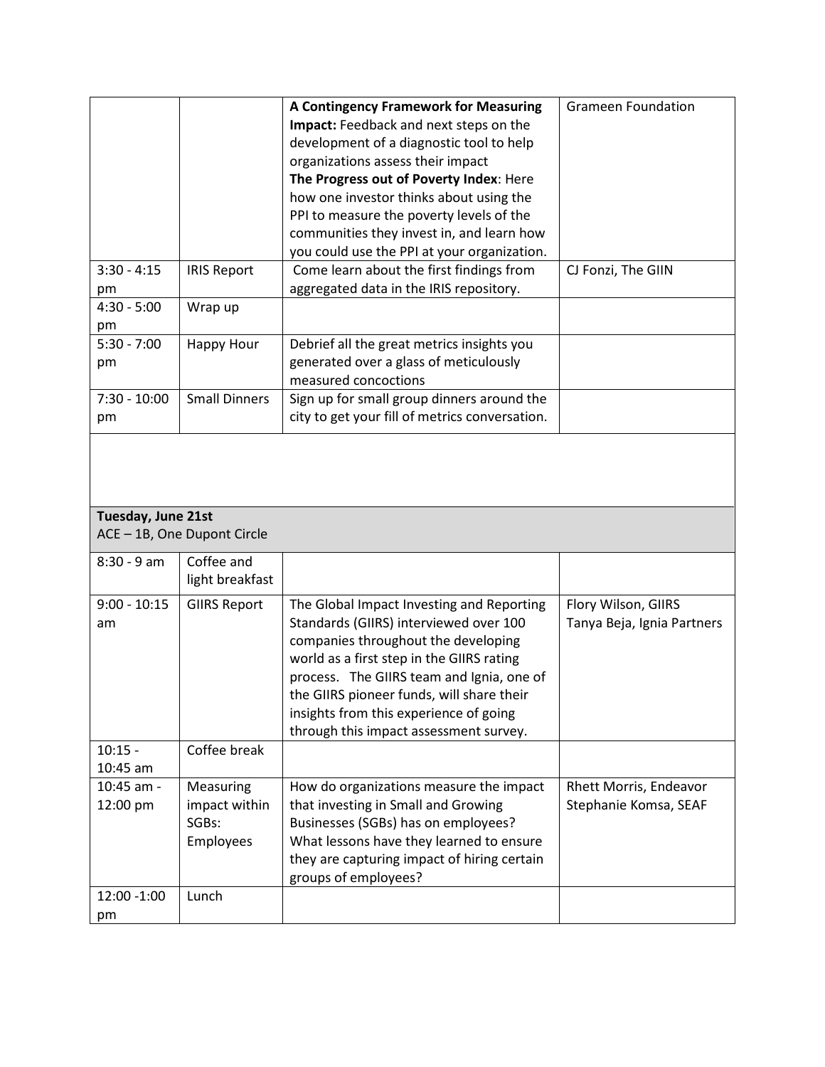| | | | |
|---|---|---|---|
| | | **A Contingency Framework for Measuring Impact:** Feedback and next steps on the development of a diagnostic tool to help organizations assess their impact<br>**The Progress out of Poverty Index**: Here how one investor thinks about using the PPI to measure the poverty levels of the communities they invest in, and learn how you could use the PPI at your organization. | Grameen Foundation |
| 3:30 - 4:15 pm | IRIS Report | Come learn about the first findings from aggregated data in the IRIS repository. | CJ Fonzi, The GIIN |
| 4:30 - 5:00 pm | Wrap up | | |
| 5:30 - 7:00 pm | Happy Hour | Debrief all the great metrics insights you generated over a glass of meticulously measured concoctions | |
| 7:30 - 10:00 pm | Small Dinners | Sign up for small group dinners around the city to get your fill of metrics conversation. | |

**Tuesday, June 21st**
ACE – 1B, One Dupont Circle

| | | | |
|---|---|---|---|
| 8:30 - 9 am | Coffee and light breakfast | | |
| 9:00 - 10:15 am | GIIRS Report | The Global Impact Investing and Reporting Standards (GIIRS) interviewed over 100 companies throughout the developing world as a first step in the GIIRS rating process. The GIIRS team and Ignia, one of the GIIRS pioneer funds, will share their insights from this experience of going through this impact assessment survey. | Flory Wilson, GIIRS<br>Tanya Beja, Ignia Partners |
| 10:15 - 10:45 am | Coffee break | | |
| 10:45 am - 12:00 pm | Measuring impact within SGBs: Employees | How do organizations measure the impact that investing in Small and Growing Businesses (SGBs) has on employees? What lessons have they learned to ensure they are capturing impact of hiring certain groups of employees? | Rhett Morris, Endeavor<br>Stephanie Komsa, SEAF |
| 12:00 -1:00 pm | Lunch | | |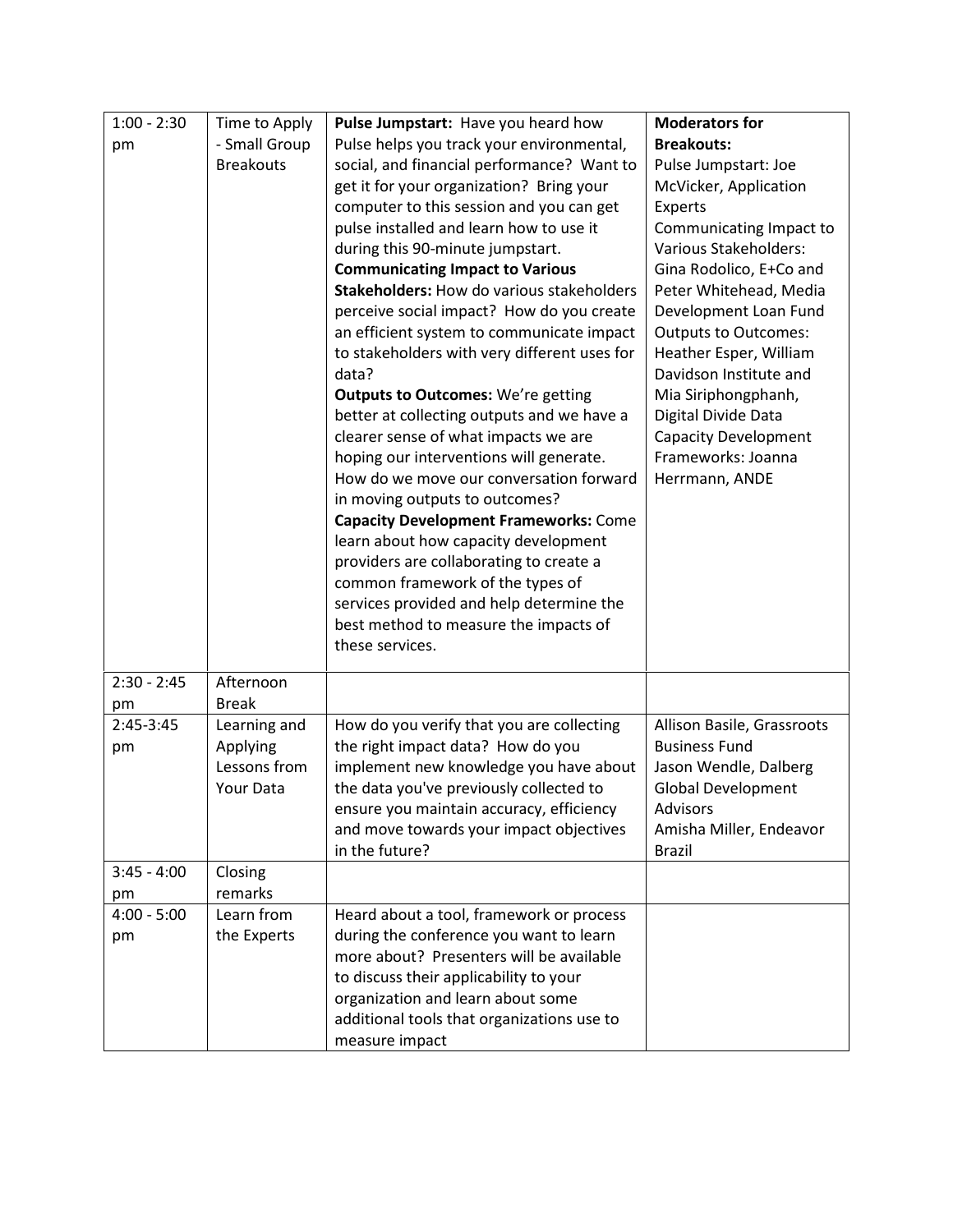| | | | |
|---|---|---|---|
| 1:00 - 2:30 pm | Time to Apply - Small Group Breakouts | **Pulse Jumpstart:** Have you heard how Pulse helps you track your environmental, social, and financial performance? Want to get it for your organization? Bring your computer to this session and you can get pulse installed and learn how to use it during this 90-minute jumpstart.<br>**Communicating Impact to Various Stakeholders:** How do various stakeholders perceive social impact? How do you create an efficient system to communicate impact to stakeholders with very different uses for data?<br>**Outputs to Outcomes:** We're getting better at collecting outputs and we have a clearer sense of what impacts we are hoping our interventions will generate. How do we move our conversation forward in moving outputs to outcomes?<br>**Capacity Development Frameworks:** Come learn about how capacity development providers are collaborating to create a common framework of the types of services provided and help determine the best method to measure the impacts of these services. | **Moderators for Breakouts:**<br>Pulse Jumpstart: Joe McVicker, Application Experts<br>Communicating Impact to Various Stakeholders: Gina Rodolico, E+Co and Peter Whitehead, Media Development Loan Fund<br>Outputs to Outcomes: Heather Esper, William Davidson Institute and Mia Siriphongphanh, Digital Divide Data<br>Capacity Development Frameworks: Joanna Herrmann, ANDE |
| 2:30 - 2:45 pm | Afternoon Break | | |
| 2:45-3:45 pm | Learning and Applying Lessons from Your Data | How do you verify that you are collecting the right impact data? How do you implement new knowledge you have about the data you've previously collected to ensure you maintain accuracy, efficiency and move towards your impact objectives in the future? | Allison Basile, Grassroots Business Fund<br>Jason Wendle, Dalberg Global Development Advisors<br>Amisha Miller, Endeavor Brazil |
| 3:45 - 4:00 pm | Closing remarks | | |
| 4:00 - 5:00 pm | Learn from the Experts | Heard about a tool, framework or process during the conference you want to learn more about? Presenters will be available to discuss their applicability to your organization and learn about some additional tools that organizations use to measure impact | |